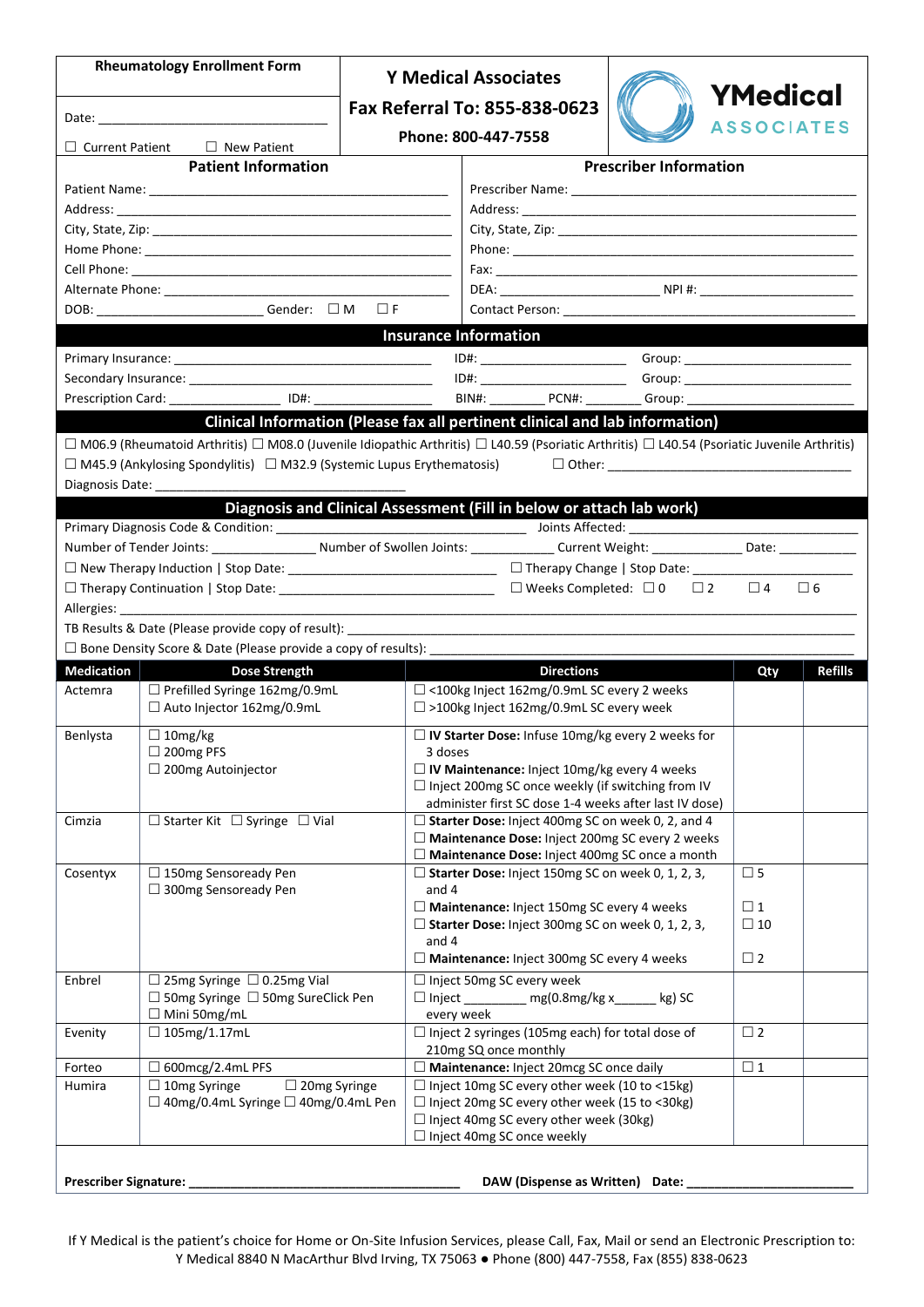**Rheumatology Enrollment Form**

Date: ______________________________

☐ Current Patient ☐ New Patient

**Y Medical Associates**

**Fax Referral To: 855-838-0623**

**Phone: 800-447-7558**

**YMedical ASSOCIATES**

## Patient Information

Patient Name: ______________________________

Address: ______________________________

City, State, Zip: ______________________________

Home Phone: ______________________________

Cell Phone: ______________________________

Alternate Phone: ______________________________

DOB: ____________________ Gender: ☐ M ☐ F

## Prescriber Information

Prescriber Name: ______________________________

Address: ______________________________

City, State, Zip: ______________________________

Phone: ______________________________

Fax: ______________________________

DEA: ____________________ NPI #: ____________________

Contact Person: ______________________________

## Insurance Information

Primary Insurance: ______________________ ID#: ________________ Group: ____________________

Secondary Insurance: ____________________ ID#: ________________ Group: ____________________

Prescription Card: ______________ ID#: ______________ BIN#: ________ PCN#: ________ Group: ________________

## Clinical Information (Please fax all pertinent clinical and lab information)

☐ M06.9 (Rheumatoid Arthritis) ☐ M08.0 (Juvenile Idiopathic Arthritis) ☐ L40.59 (Psoriatic Arthritis) ☐ L40.54 (Psoriatic Juvenile Arthritis)
☐ M45.9 (Ankylosing Spondylitis) ☐ M32.9 (Systemic Lupus Erythematosis) ☐ Other: ______________________________

Diagnosis Date: ______________________________

## Diagnosis and Clinical Assessment (Fill in below or attach lab work)

Primary Diagnosis Code & Condition: ______________________________ Joints Affected: ______________________________

Number of Tender Joints: ______________ Number of Swollen Joints: ____________ Current Weight: ____________ Date: ___________

☐ New Therapy Induction | Stop Date: ______________________________ ☐ Therapy Change | Stop Date: ______________________________

☐ Therapy Continuation | Stop Date: ______________________________ ☐ Weeks Completed: ☐ 0 ☐ 2 ☐ 4 ☐ 6

Allergies: ______________________________

TB Results & Date (Please provide copy of result): ______________________________

☐ Bone Density Score & Date (Please provide a copy of results): ______________________________

| Medication | Dose Strength | Directions | Qty | Refills |
|---|---|---|---|---|
| Actemra | ☐ Prefilled Syringe 162mg/0.9mL<br>☐ Auto Injector 162mg/0.9mL | ☐ <100kg Inject 162mg/0.9mL SC every 2 weeks<br>☐ >100kg Inject 162mg/0.9mL SC every week | | |
| Benlysta | ☐ 10mg/kg<br>☐ 200mg PFS<br>☐ 200mg Autoinjector | ☐ **IV Starter Dose:** Infuse 10mg/kg every 2 weeks for 3 doses<br>☐ **IV Maintenance:** Inject 10mg/kg every 4 weeks<br>☐ Inject 200mg SC once weekly (if switching from IV administer first SC dose 1-4 weeks after last IV dose) | | |
| Cimzia | ☐ Starter Kit ☐ Syringe ☐ Vial | ☐ **Starter Dose:** Inject 400mg SC on week 0, 2, and 4<br>☐ **Maintenance Dose:** Inject 200mg SC every 2 weeks<br>☐ **Maintenance Dose:** Inject 400mg SC once a month | | |
| Cosentyx | ☐ 150mg Sensoready Pen<br>☐ 300mg Sensoready Pen | ☐ **Starter Dose:** Inject 150mg SC on week 0, 1, 2, 3, and 4<br>☐ **Maintenance:** Inject 150mg SC every 4 weeks<br>☐ **Starter Dose:** Inject 300mg SC on week 0, 1, 2, 3, and 4<br>☐ **Maintenance:** Inject 300mg SC every 4 weeks | ☐ 5<br>☐ 1<br>☐ 10<br>☐ 2 | |
| Enbrel | ☐ 25mg Syringe ☐ 0.25mg Vial<br>☐ 50mg Syringe ☐ 50mg SureClick Pen<br>☐ Mini 50mg/mL | ☐ Inject 50mg SC every week<br>☐ Inject _________ mg(0.8mg/kg x______ kg) SC every week | | |
| Evenity | ☐ 105mg/1.17mL | ☐ Inject 2 syringes (105mg each) for total dose of 210mg SQ once monthly | ☐ 2 | |
| Forteo | ☐ 600mcg/2.4mL PFS | ☐ **Maintenance:** Inject 20mcg SC once daily | ☐ 1 | |
| Humira | ☐ 10mg Syringe ☐ 20mg Syringe<br>☐ 40mg/0.4mL Syringe ☐ 40mg/0.4mL Pen | ☐ Inject 10mg SC every other week (10 to <15kg)<br>☐ Inject 20mg SC every other week (15 to <30kg)<br>☐ Inject 40mg SC every other week (30kg)<br>☐ Inject 40mg SC once weekly | | |

**Prescriber Signature:** ______________________________ **DAW (Dispense as Written) Date:** ____________________

If Y Medical is the patient's choice for Home or On-Site Infusion Services, please Call, Fax, Mail or send an Electronic Prescription to:
Y Medical 8840 N MacArthur Blvd Irving, TX 75063 ● Phone (800) 447-7558, Fax (855) 838-0623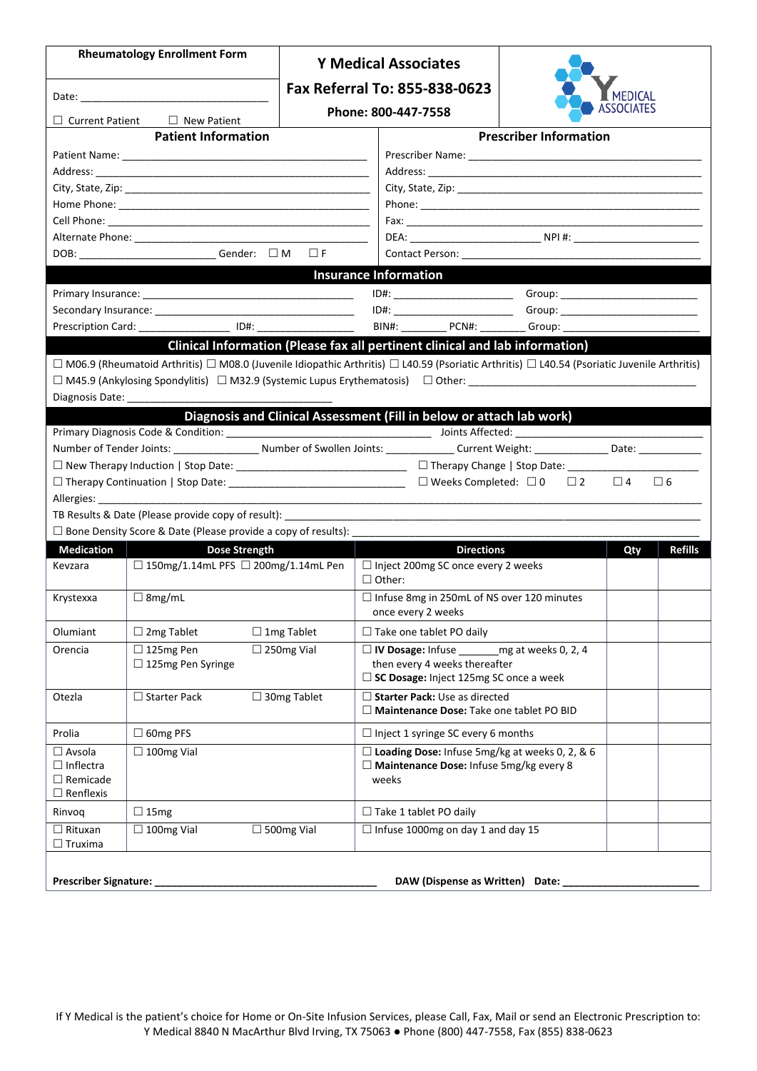**Rheumatology Enrollment Form**

Date: ______________________________

☐ Current Patient ☐ New Patient

## Y Medical Associates

**Fax Referral To: 855-838-0623**

**Phone: 800-447-7558**

Y MEDICAL ASSOCIATES

### Patient Information

Patient Name: ________________________________________
Address: ________________________________________
City, State, Zip: ________________________________________
Home Phone: ________________________________________
Cell Phone: ________________________________________
Alternate Phone: ________________________________________
DOB: ______________________ Gender: ☐ M ☐ F

### Prescriber Information

Prescriber Name: ________________________________________
Address: ________________________________________
City, State, Zip: ________________________________________
Phone: ________________________________________
Fax: ________________________________________
DEA: ____________________ NPI #: ____________________
Contact Person: ________________________________________

### Insurance Information

Primary Insurance: ______________________________ ID#: ____________________ Group: ______________________
Secondary Insurance: ______________________________ ID#: ____________________ Group: ______________________
Prescription Card: ________________ ID#: ________________ BIN#: ________ PCN#: ________ Group: ______________________

### Clinical Information (Please fax all pertinent clinical and lab information)

☐ M06.9 (Rheumatoid Arthritis) ☐ M08.0 (Juvenile Idiopathic Arthritis) ☐ L40.59 (Psoriatic Arthritis) ☐ L40.54 (Psoriatic Juvenile Arthritis)
☐ M45.9 (Ankylosing Spondylitis) ☐ M32.9 (Systemic Lupus Erythematosis) ☐ Other: ________________________________________
Diagnosis Date: ________________________________

### Diagnosis and Clinical Assessment (Fill in below or attach lab work)

Primary Diagnosis Code & Condition: ______________________________ Joints Affected: ______________________________
Number of Tender Joints: ______________ Number of Swollen Joints: ____________ Current Weight: ____________ Date: ___________
☐ New Therapy Induction | Stop Date: ____________________________ ☐ Therapy Change | Stop Date: ______________________
☐ Therapy Continuation | Stop Date: ____________________________ ☐ Weeks Completed: ☐ 0 ☐ 2 ☐ 4 ☐ 6
Allergies: ________________________________________________________________________________
TB Results & Date (Please provide copy of result): ________________________________________________
☐ Bone Density Score & Date (Please provide a copy of results): ______________________________________

| Medication | Dose Strength | Directions | Qty | Refills |
|---|---|---|---|---|
| Kevzara | ☐ 150mg/1.14mL PFS ☐ 200mg/1.14mL Pen | ☐ Inject 200mg SC once every 2 weeks<br>☐ Other: | | |
| Krystexxa | ☐ 8mg/mL | ☐ Infuse 8mg in 250mL of NS over 120 minutes once every 2 weeks | | |
| Olumiant | ☐ 2mg Tablet ☐ 1mg Tablet | ☐ Take one tablet PO daily | | |
| Orencia | ☐ 125mg Pen ☐ 250mg Vial<br>☐ 125mg Pen Syringe | ☐ **IV Dosage:** Infuse _______mg at weeks 0, 2, 4 then every 4 weeks thereafter<br>☐ **SC Dosage:** Inject 125mg SC once a week | | |
| Otezla | ☐ Starter Pack ☐ 30mg Tablet | ☐ **Starter Pack:** Use as directed<br>☐ **Maintenance Dose:** Take one tablet PO BID | | |
| Prolia | ☐ 60mg PFS | ☐ Inject 1 syringe SC every 6 months | | |
| ☐ Avsola<br>☐ Inflectra<br>☐ Remicade<br>☐ Renflexis | ☐ 100mg Vial | ☐ **Loading Dose:** Infuse 5mg/kg at weeks 0, 2, & 6<br>☐ **Maintenance Dose:** Infuse 5mg/kg every 8 weeks | | |
| Rinvoq | ☐ 15mg | ☐ Take 1 tablet PO daily | | |
| ☐ Rituxan<br>☐ Truxima | ☐ 100mg Vial ☐ 500mg Vial | ☐ Infuse 1000mg on day 1 and day 15 | | |

**Prescriber Signature:** ______________________________________ **DAW (Dispense as Written) Date:** ______________________

If Y Medical is the patient's choice for Home or On-Site Infusion Services, please Call, Fax, Mail or send an Electronic Prescription to:
Y Medical 8840 N MacArthur Blvd Irving, TX 75063 ● Phone (800) 447-7558, Fax (855) 838-0623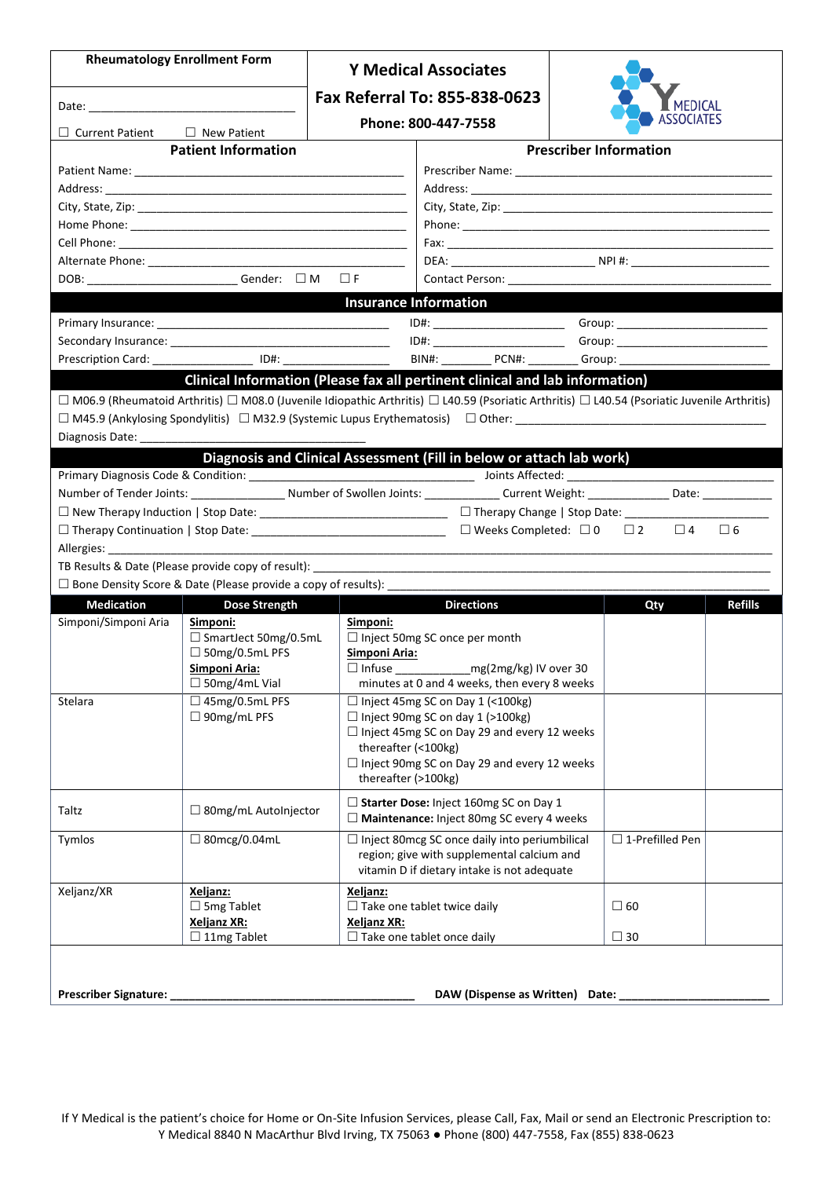**Rheumatology Enrollment Form**

Date: ___________________________________

☐ Current Patient ☐ New Patient

**Y Medical Associates**

**Fax Referral To: 855-838-0623**

**Phone: 800-447-7558**

## Patient Information

Patient Name: ___________________________________________

Address: ___________________________________________

City, State, Zip: ___________________________________________

Home Phone: ___________________________________________

Cell Phone: ___________________________________________

Alternate Phone: ___________________________________________

DOB: _________________________ Gender: ☐ M ☐ F

## Prescriber Information

Prescriber Name: ___________________________________________

Address: ___________________________________________

City, State, Zip: ___________________________________________

Phone: ___________________________________________

Fax: ___________________________________________

DEA: ______________________ NPI #: ______________________

Contact Person: ___________________________________________

## Insurance Information

Primary Insurance: ______________________________________ ID#: _____________________ Group: ________________________

Secondary Insurance: ____________________________________ ID#: _____________________ Group: ________________________

Prescription Card: ________________ ID#: _________________ BIN#: ________ PCN#: ________ Group: ______________________

## Clinical Information (Please fax all pertinent clinical and lab information)

☐ M06.9 (Rheumatoid Arthritis) ☐ M08.0 (Juvenile Idiopathic Arthritis) ☐ L40.59 (Psoriatic Arthritis) ☐ L40.54 (Psoriatic Juvenile Arthritis)
☐ M45.9 (Ankylosing Spondylitis) ☐ M32.9 (Systemic Lupus Erythematosis) ☐ Other: ________________________________________

Diagnosis Date: ________________________________________

## Diagnosis and Clinical Assessment (Fill in below or attach lab work)

Primary Diagnosis Code & Condition: __________________________________ Joints Affected: ________________________________

Number of Tender Joints: _______________ Number of Swollen Joints: ____________ Current Weight: _____________ Date: ___________

☐ New Therapy Induction | Stop Date: ____________________________ ☐ Therapy Change | Stop Date: ______________________

☐ Therapy Continuation | Stop Date: ______________________________ ☐ Weeks Completed: ☐ 0 ☐ 2 ☐ 4 ☐ 6

Allergies: ___________________________________________________________________________________________

TB Results & Date (Please provide copy of result): ________________________________________________________________

☐ Bone Density Score & Date (Please provide a copy of results): _____________________________________________________

| Medication | Dose Strength | Directions | Qty | Refills |
|---|---|---|---|---|
| Simponi/Simponi Aria | **Simponi:** ☐ SmartJect 50mg/0.5mL ☐ 50mg/0.5mL PFS **Simponi Aria:** ☐ 50mg/4mL Vial | **Simponi:** ☐ Inject 50mg SC once per month **Simponi Aria:** ☐ Infuse ___________mg(2mg/kg) IV over 30 minutes at 0 and 4 weeks, then every 8 weeks | | |
| Stelara | ☐ 45mg/0.5mL PFS ☐ 90mg/mL PFS | ☐ Inject 45mg SC on Day 1 (<100kg) ☐ Inject 90mg SC on day 1 (>100kg) ☐ Inject 45mg SC on Day 29 and every 12 weeks thereafter (<100kg) ☐ Inject 90mg SC on Day 29 and every 12 weeks thereafter (>100kg) | | |
| Taltz | ☐ 80mg/mL AutoInjector | ☐ **Starter Dose:** Inject 160mg SC on Day 1 ☐ **Maintenance:** Inject 80mg SC every 4 weeks | | |
| Tymlos | ☐ 80mcg/0.04mL | ☐ Inject 80mcg SC once daily into periumbilical region; give with supplemental calcium and vitamin D if dietary intake is not adequate | ☐ 1-Prefilled Pen | |
| Xeljanz/XR | **Xeljanz:** ☐ 5mg Tablet **Xeljanz XR:** ☐ 11mg Tablet | **Xeljanz:** ☐ Take one tablet twice daily **Xeljanz XR:** ☐ Take one tablet once daily | ☐ 60 ☐ 30 | |

**Prescriber Signature:** ______________________________________ **DAW (Dispense as Written) Date:** ______________________

If Y Medical is the patient's choice for Home or On-Site Infusion Services, please Call, Fax, Mail or send an Electronic Prescription to: Y Medical 8840 N MacArthur Blvd Irving, TX 75063 ● Phone (800) 447-7558, Fax (855) 838-0623